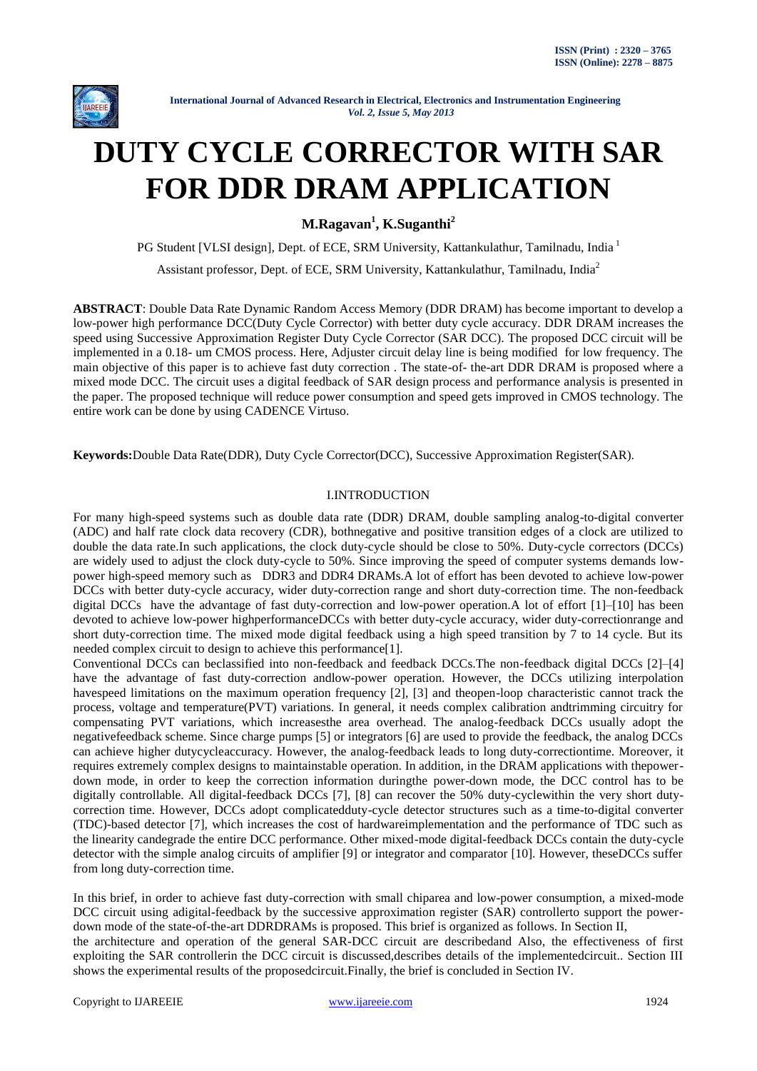# DUTY CYCLE CORRECTOR WITH SAR FOR DDR DRAM APPLICATION

**M.Ragavan[1], K.Suganthi[2]**

PG Student [VLSI design], Dept. of ECE, SRM University, Kattankulathur, Tamilnadu, India [1]

Assistant professor, Dept. of ECE, SRM University, Kattankulathur, Tamilnadu, India[2]

**ABSTRACT**: Double Data Rate Dynamic Random Access Memory (DDR DRAM) has become important to develop a low-power high performance DCC(Duty Cycle Corrector) with better duty cycle accuracy. DDR DRAM increases the speed using Successive Approximation Register Duty Cycle Corrector (SAR DCC). The proposed DCC circuit will be implemented in a 0.18- um CMOS process. Here, Adjuster circuit delay line is being modified for low frequency. The main objective of this paper is to achieve fast duty correction . The state-of- the-art DDR DRAM is proposed where a mixed mode DCC. The circuit uses a digital feedback of SAR design process and performance analysis is presented in the paper. The proposed technique will reduce power consumption and speed gets improved in CMOS technology. The entire work can be done by using CADENCE Virtuso.

**Keywords:**Double Data Rate(DDR), Duty Cycle Corrector(DCC), Successive Approximation Register(SAR).

## I.INTRODUCTION

For many high-speed systems such as double data rate (DDR) DRAM, double sampling analog-to-digital converter (ADC) and half rate clock data recovery (CDR), bothnegative and positive transition edges of a clock are utilized to double the data rate.In such applications, the clock duty-cycle should be close to 50%. Duty-cycle correctors (DCCs) are widely used to adjust the clock duty-cycle to 50%. Since improving the speed of computer systems demands low-power high-speed memory such as DDR3 and DDR4 DRAMs.A lot of effort has been devoted to achieve low-power DCCs with better duty-cycle accuracy, wider duty-correction range and short duty-correction time. The non-feedback digital DCCs have the advantage of fast duty-correction and low-power operation.A lot of effort [1]–[10] has been devoted to achieve low-power highperformanceDCCs with better duty-cycle accuracy, wider duty-correctionrange and short duty-correction time. The mixed mode digital feedback using a high speed transition by 7 to 14 cycle. But its needed complex circuit to design to achieve this performance[1].

Conventional DCCs can beclassified into non-feedback and feedback DCCs.The non-feedback digital DCCs [2]–[4] have the advantage of fast duty-correction andlow-power operation. However, the DCCs utilizing interpolation havespeed limitations on the maximum operation frequency [2], [3] and theopen-loop characteristic cannot track the process, voltage and temperature(PVT) variations. In general, it needs complex calibration andtrimming circuitry for compensating PVT variations, which increasesthe area overhead. The analog-feedback DCCs usually adopt the negativefeedback scheme. Since charge pumps [5] or integrators [6] are used to provide the feedback, the analog DCCs can achieve higher dutycycleaccuracy. However, the analog-feedback leads to long duty-correctiontime. Moreover, it requires extremely complex designs to maintainstable operation. In addition, in the DRAM applications with thepower-down mode, in order to keep the correction information duringthe power-down mode, the DCC control has to be digitally controllable. All digital-feedback DCCs [7], [8] can recover the 50% duty-cyclewithin the very short duty-correction time. However, DCCs adopt complicatedduty-cycle detector structures such as a time-to-digital converter (TDC)-based detector [7], which increases the cost of hardwareimplementation and the performance of TDC such as the linearity candegrade the entire DCC performance. Other mixed-mode digital-feedback DCCs contain the duty-cycle detector with the simple analog circuits of amplifier [9] or integrator and comparator [10]. However, theseDCCs suffer from long duty-correction time.

In this brief, in order to achieve fast duty-correction with small chiparea and low-power consumption, a mixed-mode DCC circuit using adigital-feedback by the successive approximation register (SAR) controllerto support the power-down mode of the state-of-the-art DDRDRAMs is proposed. This brief is organized as follows. In Section II, the architecture and operation of the general SAR-DCC circuit are describedand Also, the effectiveness of first exploiting the SAR controllerin the DCC circuit is discussed,describes details of the implementedcircuit.. Section III shows the experimental results of the proposedcircuit.Finally, the brief is concluded in Section IV.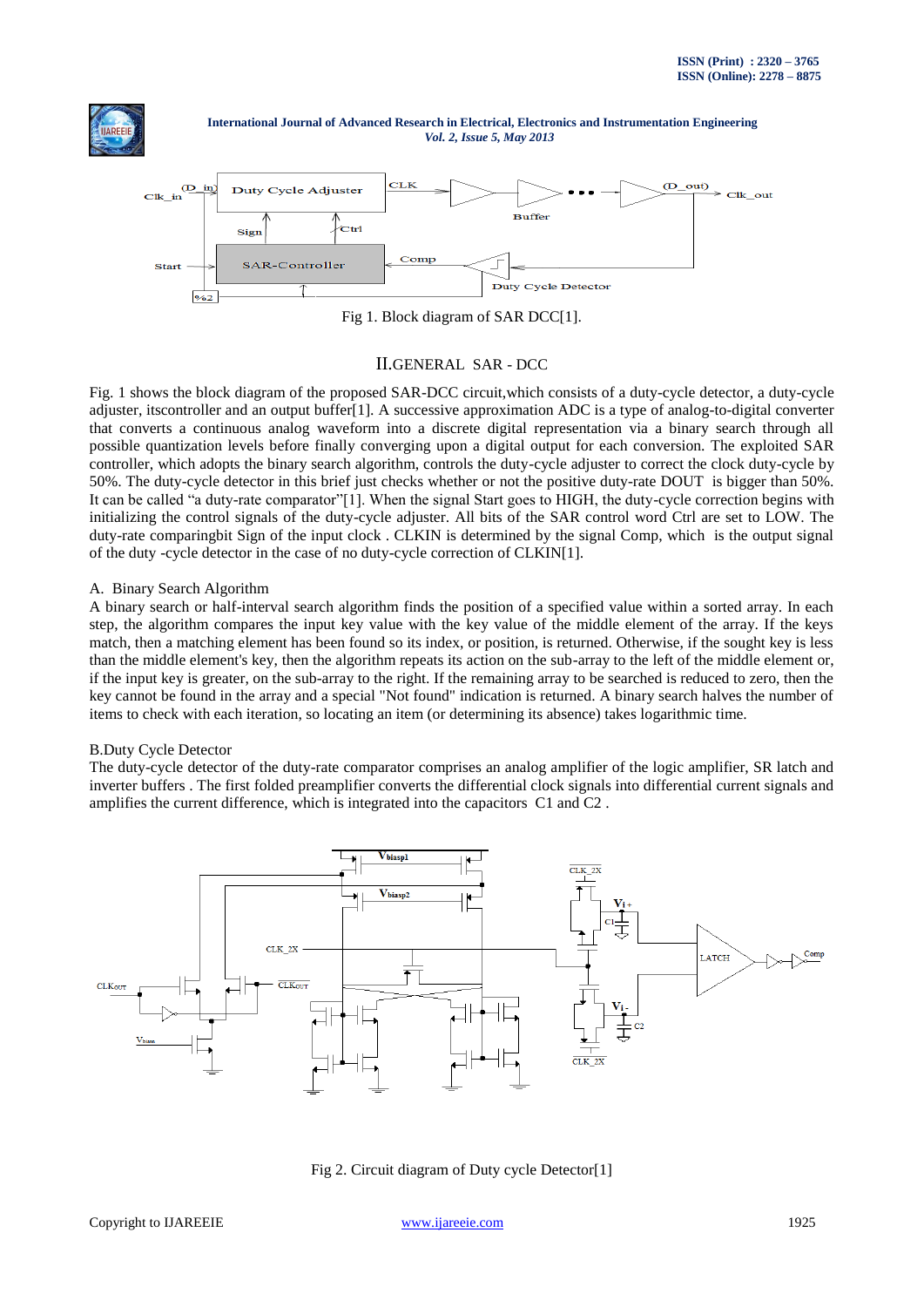Fig 1. Block diagram of SAR DCC[1].

## II.GENERAL SAR - DCC

Fig. 1 shows the block diagram of the proposed SAR-DCC circuit,which consists of a duty-cycle detector, a duty-cycle adjuster, itscontroller and an output buffer[1]. A successive approximation ADC is a type of analog-to-digital converter that converts a continuous analog waveform into a discrete digital representation via a binary search through all possible quantization levels before finally converging upon a digital output for each conversion. The exploited SAR controller, which adopts the binary search algorithm, controls the duty-cycle adjuster to correct the clock duty-cycle by 50%. The duty-cycle detector in this brief just checks whether or not the positive duty-rate DOUT is bigger than 50%. It can be called "a duty-rate comparator"[1]. When the signal Start goes to HIGH, the duty-cycle correction begins with initializing the control signals of the duty-cycle adjuster. All bits of the SAR control word Ctrl are set to LOW. The duty-rate comparingbit Sign of the input clock . CLKIN is determined by the signal Comp, which is the output signal of the duty -cycle detector in the case of no duty-cycle correction of CLKIN[1].

### A. Binary Search Algorithm

A binary search or half-interval search algorithm finds the position of a specified value within a sorted array. In each step, the algorithm compares the input key value with the key value of the middle element of the array. If the keys match, then a matching element has been found so its index, or position, is returned. Otherwise, if the sought key is less than the middle element's key, then the algorithm repeats its action on the sub-array to the left of the middle element or, if the input key is greater, on the sub-array to the right. If the remaining array to be searched is reduced to zero, then the key cannot be found in the array and a special "Not found" indication is returned. A binary search halves the number of items to check with each iteration, so locating an item (or determining its absence) takes logarithmic time.

### B.Duty Cycle Detector

The duty-cycle detector of the duty-rate comparator comprises an analog amplifier of the logic amplifier, SR latch and inverter buffers . The first folded preamplifier converts the differential clock signals into differential current signals and amplifies the current difference, which is integrated into the capacitors C1 and C2 .

Fig 2. Circuit diagram of Duty cycle Detector[1]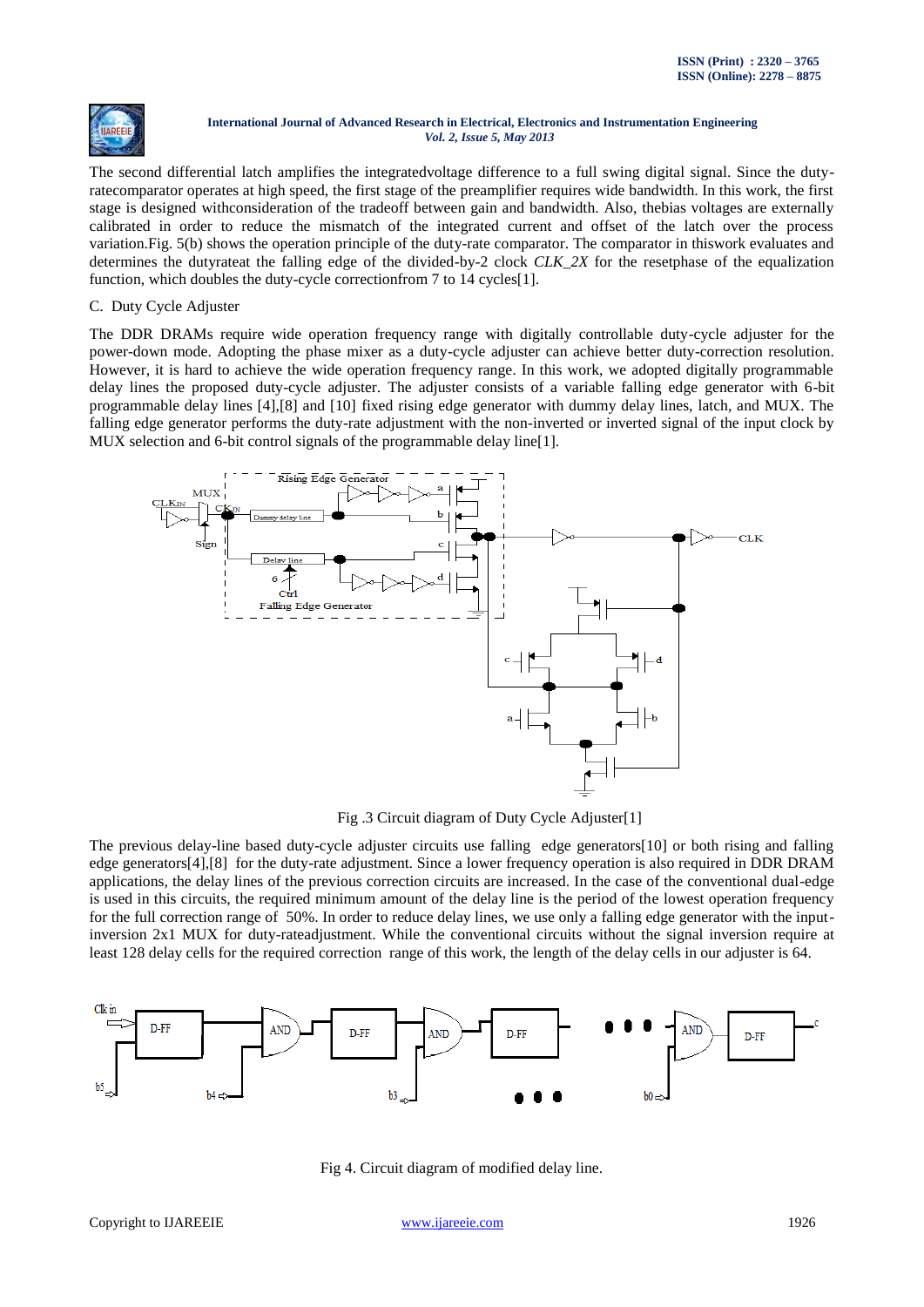The second differential latch amplifies the integratedvoltage difference to a full swing digital signal. Since the duty-ratecomparator operates at high speed, the first stage of the preamplifier requires wide bandwidth. In this work, the first stage is designed withconsideration of the tradeoff between gain and bandwidth. Also, thebias voltages are externally calibrated in order to reduce the mismatch of the integrated current and offset of the latch over the process variation.Fig. 5(b) shows the operation principle of the duty-rate comparator. The comparator in thiswork evaluates and determines the dutyrateat the falling edge of the divided-by-2 clock *CLK_2X* for the resetphase of the equalization function, which doubles the duty-cycle correctionfrom 7 to 14 cycles[1].

C. Duty Cycle Adjuster

The DDR DRAMs require wide operation frequency range with digitally controllable duty-cycle adjuster for the power-down mode. Adopting the phase mixer as a duty-cycle adjuster can achieve better duty-correction resolution. However, it is hard to achieve the wide operation frequency range. In this work, we adopted digitally programmable delay lines the proposed duty-cycle adjuster. The adjuster consists of a variable falling edge generator with 6-bit programmable delay lines [4],[8] and [10] fixed rising edge generator with dummy delay lines, latch, and MUX. The falling edge generator performs the duty-rate adjustment with the non-inverted or inverted signal of the input clock by MUX selection and 6-bit control signals of the programmable delay line[1].

Fig .3 Circuit diagram of Duty Cycle Adjuster[1]

The previous delay-line based duty-cycle adjuster circuits use falling edge generators[10] or both rising and falling edge generators[4],[8] for the duty-rate adjustment. Since a lower frequency operation is also required in DDR DRAM applications, the delay lines of the previous correction circuits are increased. In the case of the conventional dual-edge is used in this circuits, the required minimum amount of the delay line is the period of the lowest operation frequency for the full correction range of 50%. In order to reduce delay lines, we use only a falling edge generator with the input-inversion 2x1 MUX for duty-rateadjustment. While the conventional circuits without the signal inversion require at least 128 delay cells for the required correction range of this work, the length of the delay cells in our adjuster is 64.

Fig 4. Circuit diagram of modified delay line.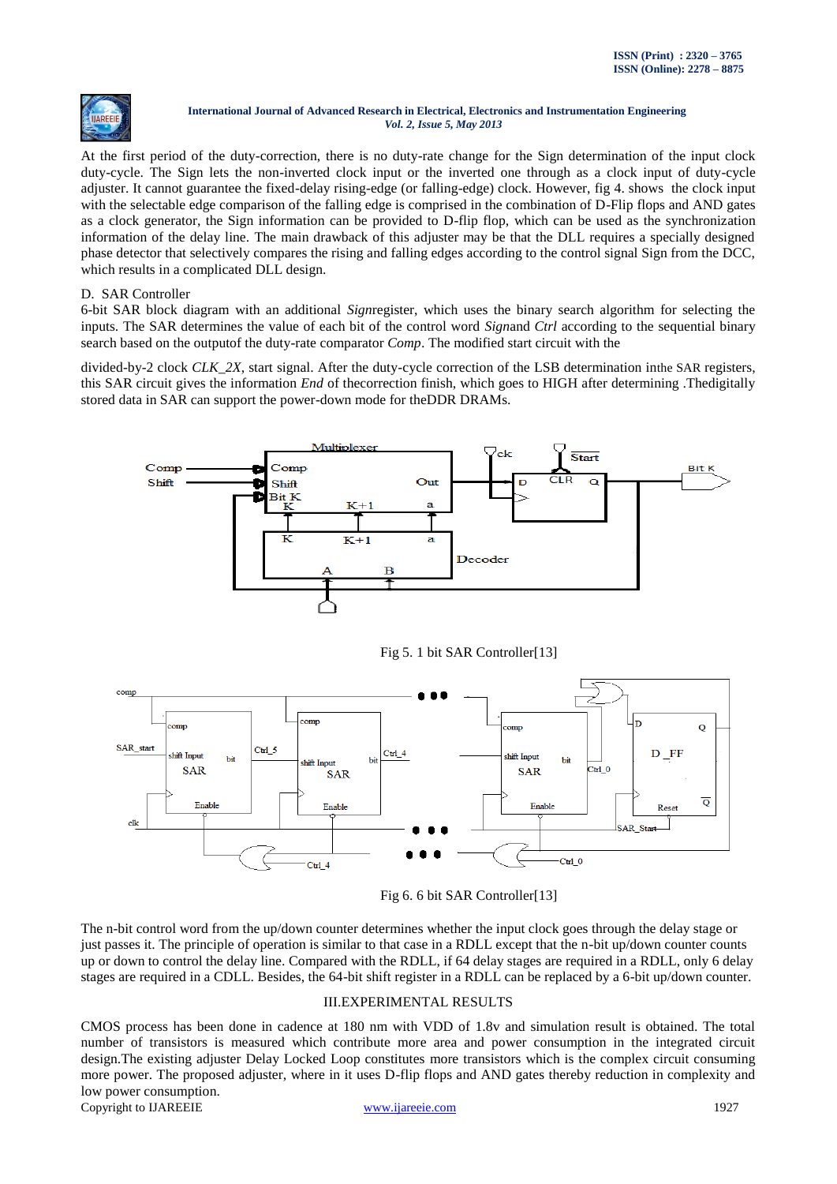At the first period of the duty-correction, there is no duty-rate change for the Sign determination of the input clock duty-cycle. The Sign lets the non-inverted clock input or the inverted one through as a clock input of duty-cycle adjuster. It cannot guarantee the fixed-delay rising-edge (or falling-edge) clock. However, fig 4. shows the clock input with the selectable edge comparison of the falling edge is comprised in the combination of D-Flip flops and AND gates as a clock generator, the Sign information can be provided to D-flip flop, which can be used as the synchronization information of the delay line. The main drawback of this adjuster may be that the DLL requires a specially designed phase detector that selectively compares the rising and falling edges according to the control signal Sign from the DCC, which results in a complicated DLL design.

D. SAR Controller

6-bit SAR block diagram with an additional *Sign*register, which uses the binary search algorithm for selecting the inputs. The SAR determines the value of each bit of the control word *Sign*and *Ctrl* according to the sequential binary search based on the outputof the duty-rate comparator *Comp*. The modified start circuit with the

divided-by-2 clock *CLK_2X*, start signal. After the duty-cycle correction of the LSB determination inthe SAR registers, this SAR circuit gives the information *End* of thecorrection finish, which goes to HIGH after determining .Thedigitally stored data in SAR can support the power-down mode for theDDR DRAMs.

Fig 5. 1 bit SAR Controller[13]

Fig 6. 6 bit SAR Controller[13]

The n-bit control word from the up/down counter determines whether the input clock goes through the delay stage or just passes it. The principle of operation is similar to that case in a RDLL except that the n-bit up/down counter counts up or down to control the delay line. Compared with the RDLL, if 64 delay stages are required in a RDLL, only 6 delay stages are required in a CDLL. Besides, the 64-bit shift register in a RDLL can be replaced by a 6-bit up/down counter.

## III.EXPERIMENTAL RESULTS

CMOS process has been done in cadence at 180 nm with VDD of 1.8v and simulation result is obtained. The total number of transistors is measured which contribute more area and power consumption in the integrated circuit design.The existing adjuster Delay Locked Loop constitutes more transistors which is the complex circuit consuming more power. The proposed adjuster, where in it uses D-flip flops and AND gates thereby reduction in complexity and low power consumption.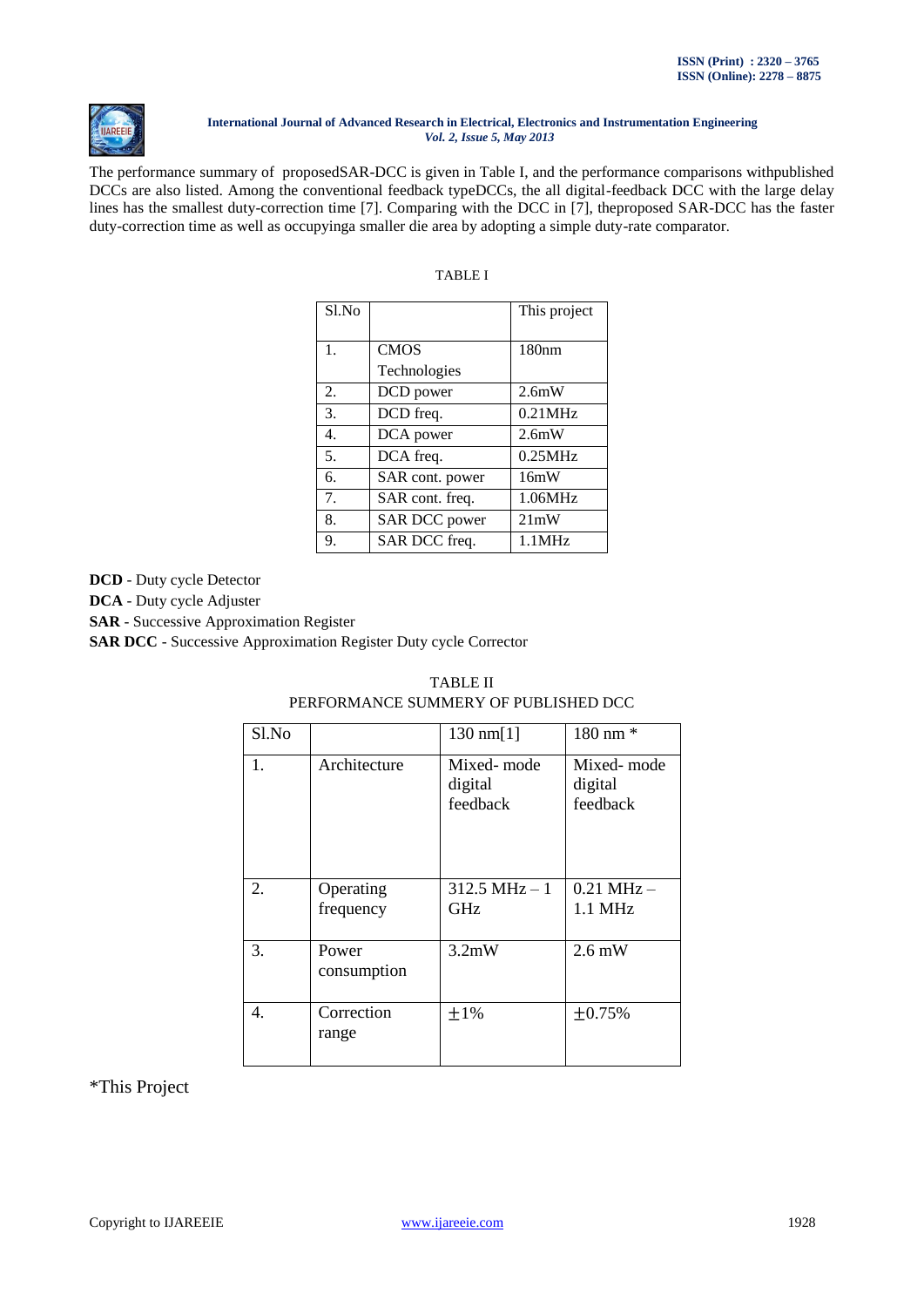The performance summary of proposedSAR-DCC is given in Table I, and the performance comparisons withpublished DCCs are also listed. Among the conventional feedback typeDCCs, the all digital-feedback DCC with the large delay lines has the smallest duty-correction time [7]. Comparing with the DCC in [7], theproposed SAR-DCC has the faster duty-correction time as well as occupyinga smaller die area by adopting a simple duty-rate comparator.

TABLE I

| Sl.No | | This project |
|---|---|---|
| 1. | CMOS Technologies | 180nm |
| 2. | DCD power | 2.6mW |
| 3. | DCD freq. | 0.21MHz |
| 4. | DCA power | 2.6mW |
| 5. | DCA freq. | 0.25MHz |
| 6. | SAR cont. power | 16mW |
| 7. | SAR cont. freq. | 1.06MHz |
| 8. | SAR DCC power | 21mW |
| 9. | SAR DCC freq. | 1.1MHz |

**DCD** - Duty cycle Detector
**DCA** - Duty cycle Adjuster
**SAR** - Successive Approximation Register
**SAR DCC** - Successive Approximation Register Duty cycle Corrector

TABLE II
PERFORMANCE SUMMERY OF PUBLISHED DCC

| Sl.No | | 130 nm[1] | 180 nm * |
|---|---|---|---|
| 1. | Architecture | Mixed- mode digital feedback | Mixed- mode digital feedback |
| 2. | Operating frequency | 312.5 MHz – 1 GHz | 0.21 MHz – 1.1 MHz |
| 3. | Power consumption | 3.2mW | 2.6 mW |
| 4. | Correction range | ±1% | ±0.75% |

*This Project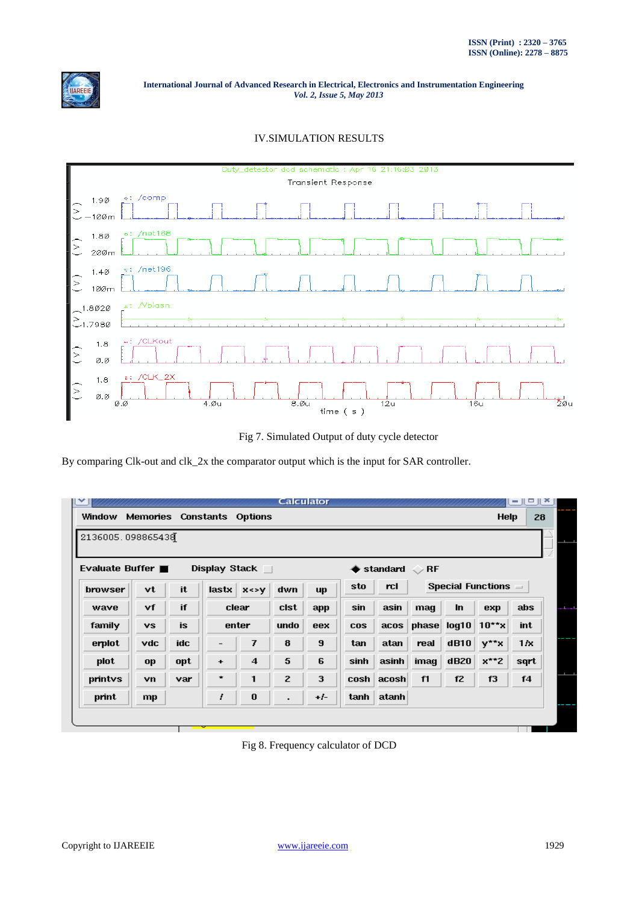## IV.SIMULATION RESULTS

Fig 7. Simulated Output of duty cycle detector

By comparing Clk-out and clk_2x the comparator output which is the input for SAR controller.

Fig 8. Frequency calculator of DCD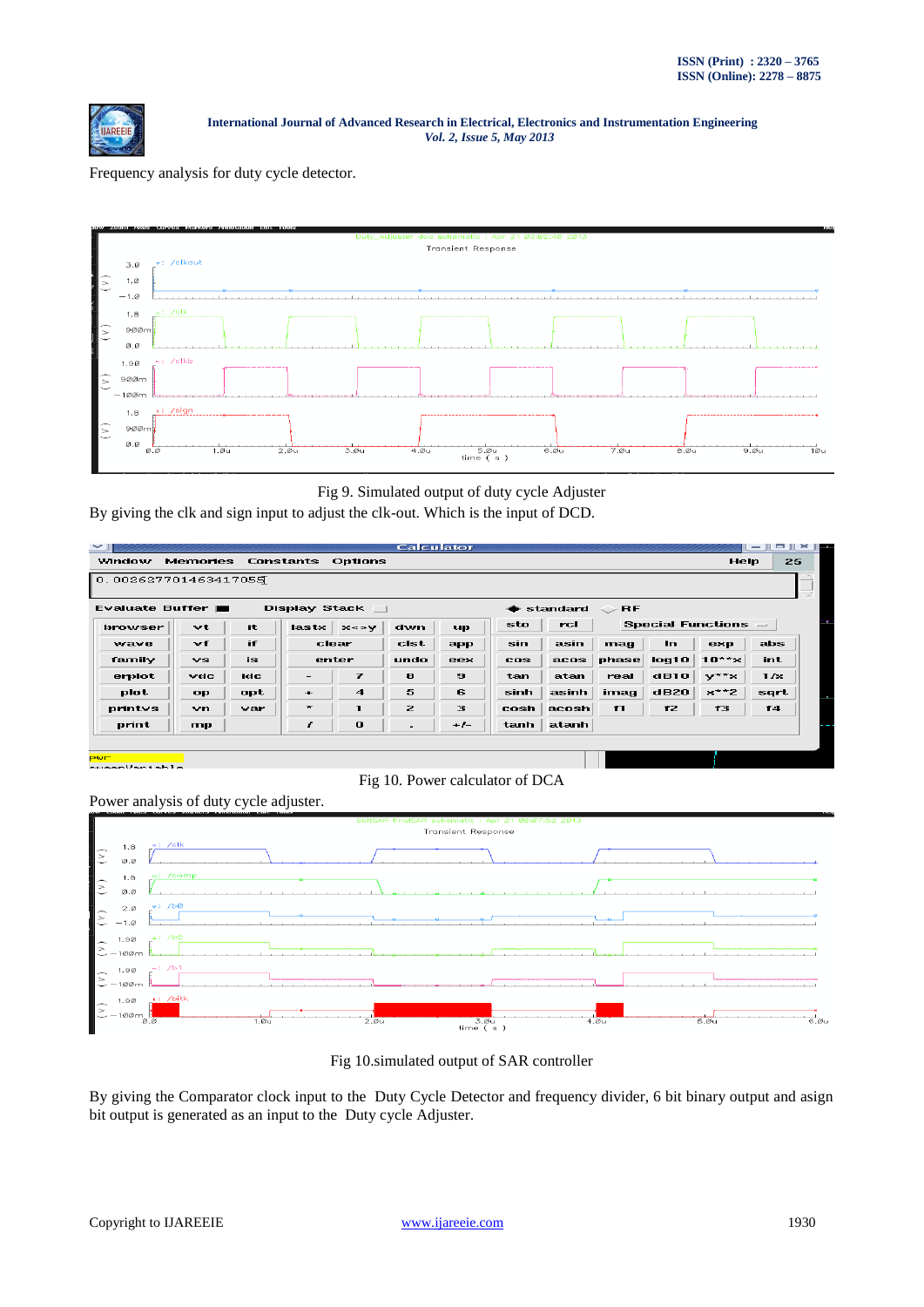Frequency analysis for duty cycle detector.

Fig 9. Simulated output of duty cycle Adjuster

By giving the clk and sign input to adjust the clk-out. Which is the input of DCD.

Fig 10. Power calculator of DCA

Power analysis of duty cycle adjuster.

Fig 10.simulated output of SAR controller

By giving the Comparator clock input to the Duty Cycle Detector and frequency divider, 6 bit binary output and asign bit output is generated as an input to the Duty cycle Adjuster.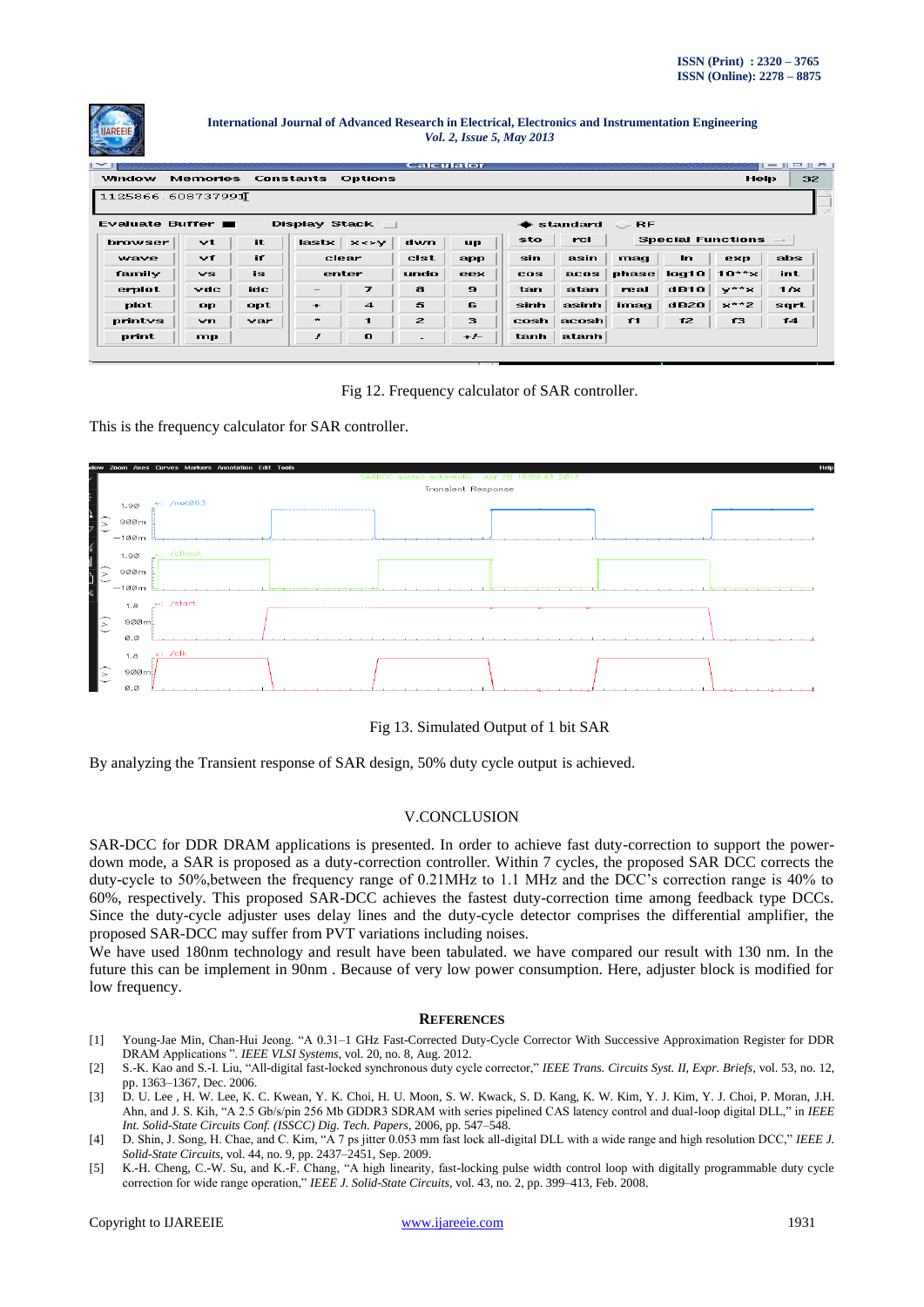Fig 12. Frequency calculator of SAR controller.

This is the frequency calculator for SAR controller.

Fig 13. Simulated Output of 1 bit SAR

By analyzing the Transient response of SAR design, 50% duty cycle output is achieved.

## V.CONCLUSION

SAR-DCC for DDR DRAM applications is presented. In order to achieve fast duty-correction to support the power-down mode, a SAR is proposed as a duty-correction controller. Within 7 cycles, the proposed SAR DCC corrects the duty-cycle to 50%,between the frequency range of 0.21MHz to 1.1 MHz and the DCC's correction range is 40% to 60%, respectively. This proposed SAR-DCC achieves the fastest duty-correction time among feedback type DCCs. Since the duty-cycle adjuster uses delay lines and the duty-cycle detector comprises the differential amplifier, the proposed SAR-DCC may suffer from PVT variations including noises.

We have used 180nm technology and result have been tabulated. we have compared our result with 130 nm. In the future this can be implement in 90nm . Because of very low power consumption. Here, adjuster block is modified for low frequency.

## REFERENCES

[1] Young-Jae Min, Chan-Hui Jeong. "A 0.31–1 GHz Fast-Corrected Duty-Cycle Corrector With Successive Approximation Register for DDR DRAM Applications ". *IEEE VLSI Systems*, vol. 20, no. 8, Aug. 2012.

[2] S.-K. Kao and S.-I. Liu, "All-digital fast-locked synchronous duty cycle corrector," *IEEE Trans. Circuits Syst. II, Expr. Briefs*, vol. 53, no. 12, pp. 1363–1367, Dec. 2006.

[3] D. U. Lee , H. W. Lee, K. C. Kwean, Y. K. Choi, H. U. Moon, S. W. Kwack, S. D. Kang, K. W. Kim, Y. J. Kim, Y. J. Choi, P. Moran, J.H. Ahn, and J. S. Kih, "A 2.5 Gb/s/pin 256 Mb GDDR3 SDRAM with series pipelined CAS latency control and dual-loop digital DLL," in *IEEE Int. Solid-State Circuits Conf. (ISSCC) Dig. Tech. Papers*, 2006, pp. 547–548.

[4] D. Shin, J. Song, H. Chae, and C. Kim, "A 7 ps jitter 0.053 mm fast lock all-digital DLL with a wide range and high resolution DCC," *IEEE J. Solid-State Circuits*, vol. 44, no. 9, pp. 2437–2451, Sep. 2009.

[5] K.-H. Cheng, C.-W. Su, and K.-F. Chang, "A high linearity, fast-locking pulse width control loop with digitally programmable duty cycle correction for wide range operation," *IEEE J. Solid-State Circuits*, vol. 43, no. 2, pp. 399–413, Feb. 2008.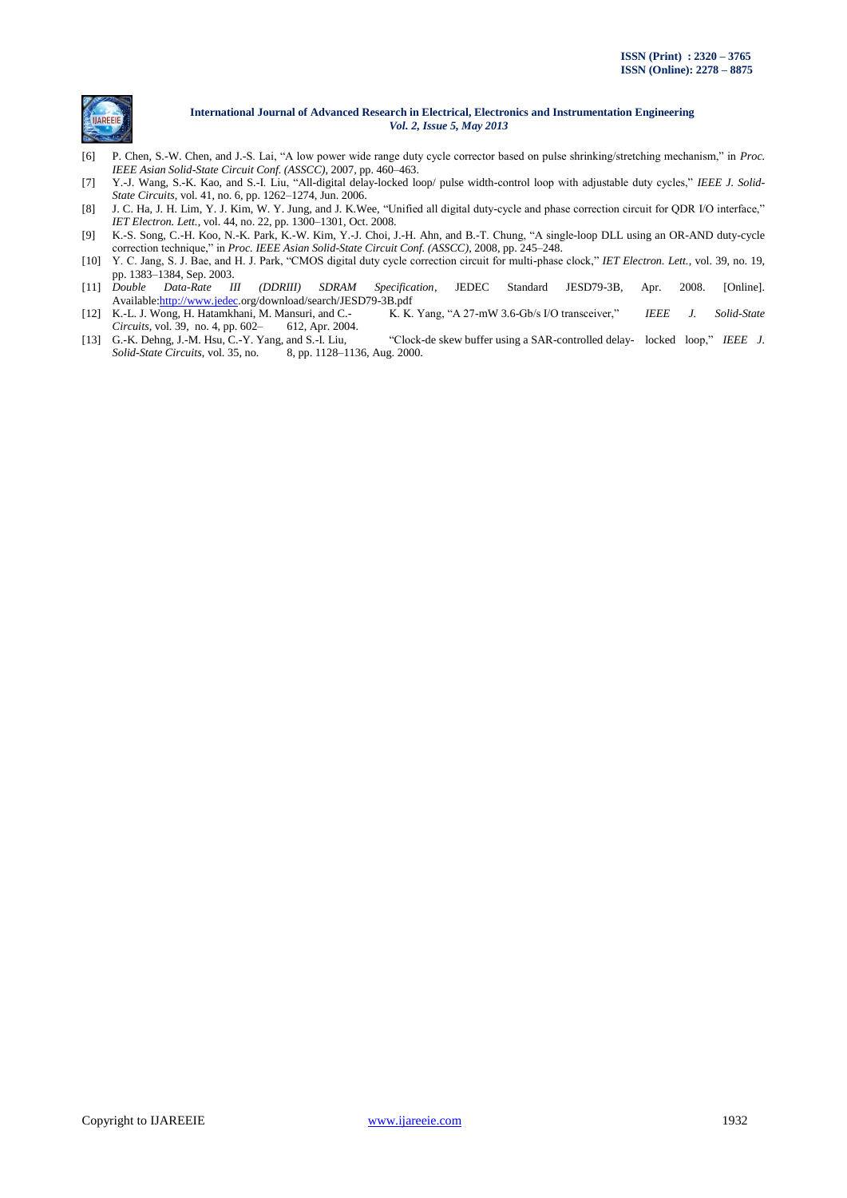[6] P. Chen, S.-W. Chen, and J.-S. Lai, "A low power wide range duty cycle corrector based on pulse shrinking/stretching mechanism," in *Proc. IEEE Asian Solid-State Circuit Conf. (ASSCC)*, 2007, pp. 460–463.

[7] Y.-J. Wang, S.-K. Kao, and S.-I. Liu, "All-digital delay-locked loop/ pulse width-control loop with adjustable duty cycles," *IEEE J. Solid-State Circuits*, vol. 41, no. 6, pp. 1262–1274, Jun. 2006.

[8] J. C. Ha, J. H. Lim, Y. J. Kim, W. Y. Jung, and J. K.Wee, "Unified all digital duty-cycle and phase correction circuit for QDR I/O interface," *IET Electron. Lett.*, vol. 44, no. 22, pp. 1300–1301, Oct. 2008.

[9] K.-S. Song, C.-H. Koo, N.-K. Park, K.-W. Kim, Y.-J. Choi, J.-H. Ahn, and B.-T. Chung, "A single-loop DLL using an OR-AND duty-cycle correction technique," in *Proc. IEEE Asian Solid-State Circuit Conf. (ASSCC)*, 2008, pp. 245–248.

[10] Y. C. Jang, S. J. Bae, and H. J. Park, "CMOS digital duty cycle correction circuit for multi-phase clock," *IET Electron. Lett.*, vol. 39, no. 19, pp. 1383–1384, Sep. 2003.

[11] *Double Data-Rate III (DDRIII) SDRAM Specification*, JEDEC Standard JESD79-3B, Apr. 2008. [Online]. Available:http://www.jedec.org/download/search/JESD79-3B.pdf

[12] K.-L. J. Wong, H. Hatamkhani, M. Mansuri, and C.-K. K. Yang, "A 27-mW 3.6-Gb/s I/O transceiver," *IEEE J. Solid-State Circuits*, vol. 39, no. 4, pp. 602–612, Apr. 2004.

[13] G.-K. Dehng, J.-M. Hsu, C.-Y. Yang, and S.-I. Liu, "Clock-de skew buffer using a SAR-controlled delay- locked loop," *IEEE J. Solid-State Circuits*, vol. 35, no. 8, pp. 1128–1136, Aug. 2000.